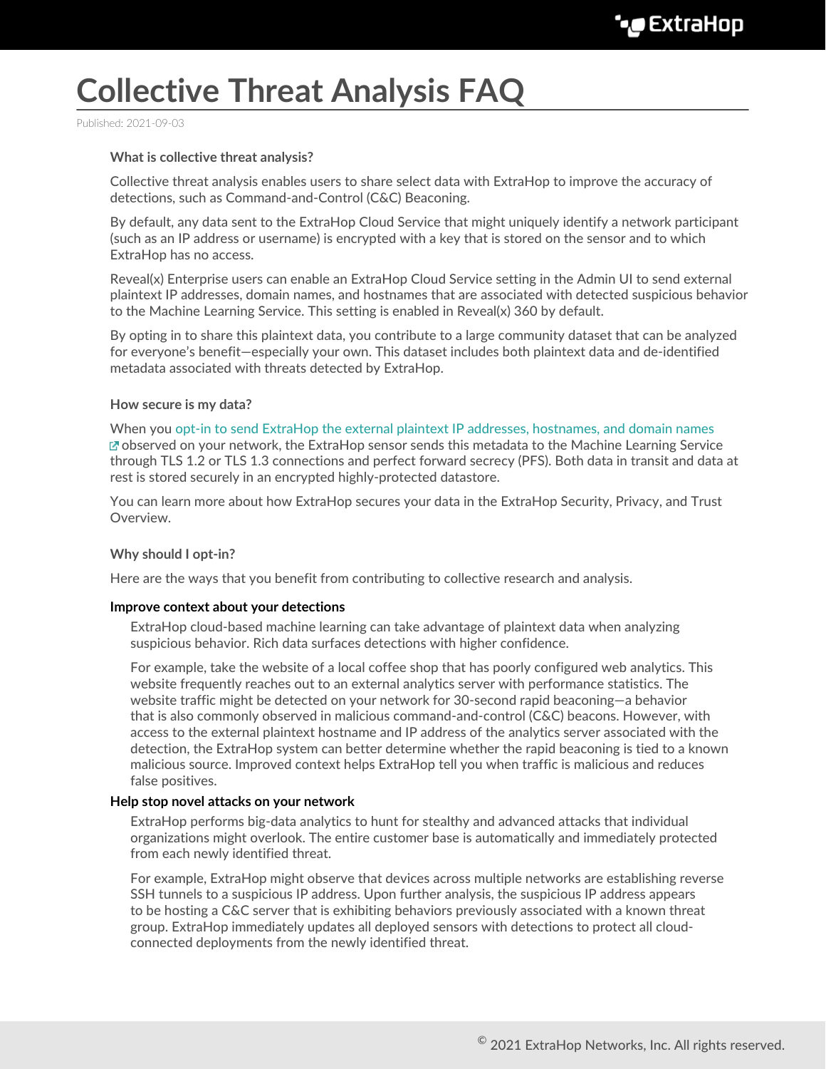# Collective Threat Analysis FAQ

Published: 2021-09-03

**What is collective threat analysis?**

Collective threat analysis enables users to share select data with ExtraHop to improve the accuracy of detections, such as Command-and-Control (C&C) Beaconing.

By default, any data sent to the ExtraHop Cloud Service that might uniquely identify a network participant (such as an IP address or username) is encrypted with a key that is stored on the sensor and to which ExtraHop has no access.

Reveal(x) Enterprise users can enable an ExtraHop Cloud Service setting in the Admin UI to send external plaintext IP addresses, domain names, and hostnames that are associated with detected suspicious behavior to the Machine Learning Service. This setting is enabled in Reveal(x) 360 by default.

By opting in to share this plaintext data, you contribute to a large community dataset that can be analyzed for everyone's benefit—especially your own. This dataset includes both plaintext data and de-identified metadata associated with threats detected by ExtraHop.

**How secure is my data?**

When you opt-in to send ExtraHop the external plaintext IP addresses, hostnames, and domain names observed on your network, the ExtraHop sensor sends this metadata to the Machine Learning Service through TLS 1.2 or TLS 1.3 connections and perfect forward secrecy (PFS). Both data in transit and data at rest is stored securely in an encrypted highly-protected datastore.

You can learn more about how ExtraHop secures your data in the ExtraHop Security, Privacy, and Trust Overview.

**Why should I opt-in?**

Here are the ways that you benefit from contributing to collective research and analysis.

**Improve context about your detections**

ExtraHop cloud-based machine learning can take advantage of plaintext data when analyzing suspicious behavior. Rich data surfaces detections with higher confidence.

For example, take the website of a local coffee shop that has poorly configured web analytics. This website frequently reaches out to an external analytics server with performance statistics. The website traffic might be detected on your network for 30-second rapid beaconing—a behavior that is also commonly observed in malicious command-and-control (C&C) beacons. However, with access to the external plaintext hostname and IP address of the analytics server associated with the detection, the ExtraHop system can better determine whether the rapid beaconing is tied to a known malicious source. Improved context helps ExtraHop tell you when traffic is malicious and reduces false positives.

**Help stop novel attacks on your network**

ExtraHop performs big-data analytics to hunt for stealthy and advanced attacks that individual organizations might overlook. The entire customer base is automatically and immediately protected from each newly identified threat.

For example, ExtraHop might observe that devices across multiple networks are establishing reverse SSH tunnels to a suspicious IP address. Upon further analysis, the suspicious IP address appears to be hosting a C&C server that is exhibiting behaviors previously associated with a known threat group. ExtraHop immediately updates all deployed sensors with detections to protect all cloud-connected deployments from the newly identified threat.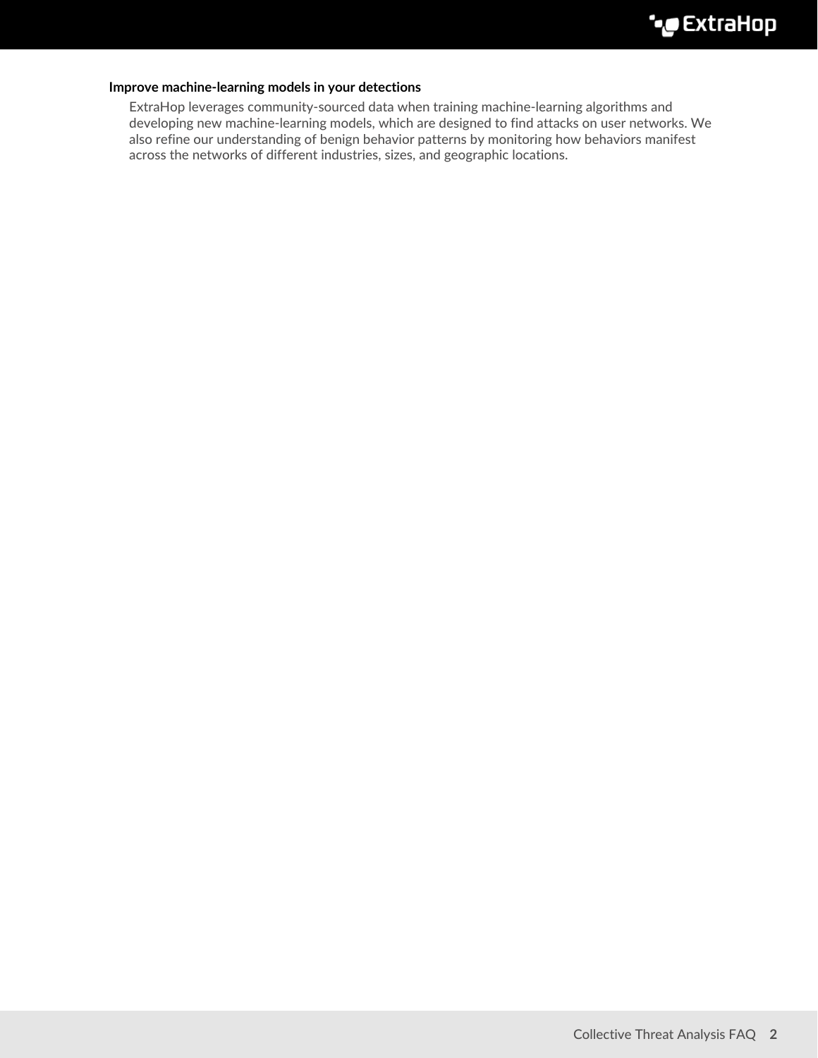**Improve machine-learning models in your detections**

ExtraHop leverages community-sourced data when training machine-learning algorithms and developing new machine-learning models, which are designed to find attacks on user networks. We also refine our understanding of benign behavior patterns by monitoring how behaviors manifest across the networks of different industries, sizes, and geographic locations.